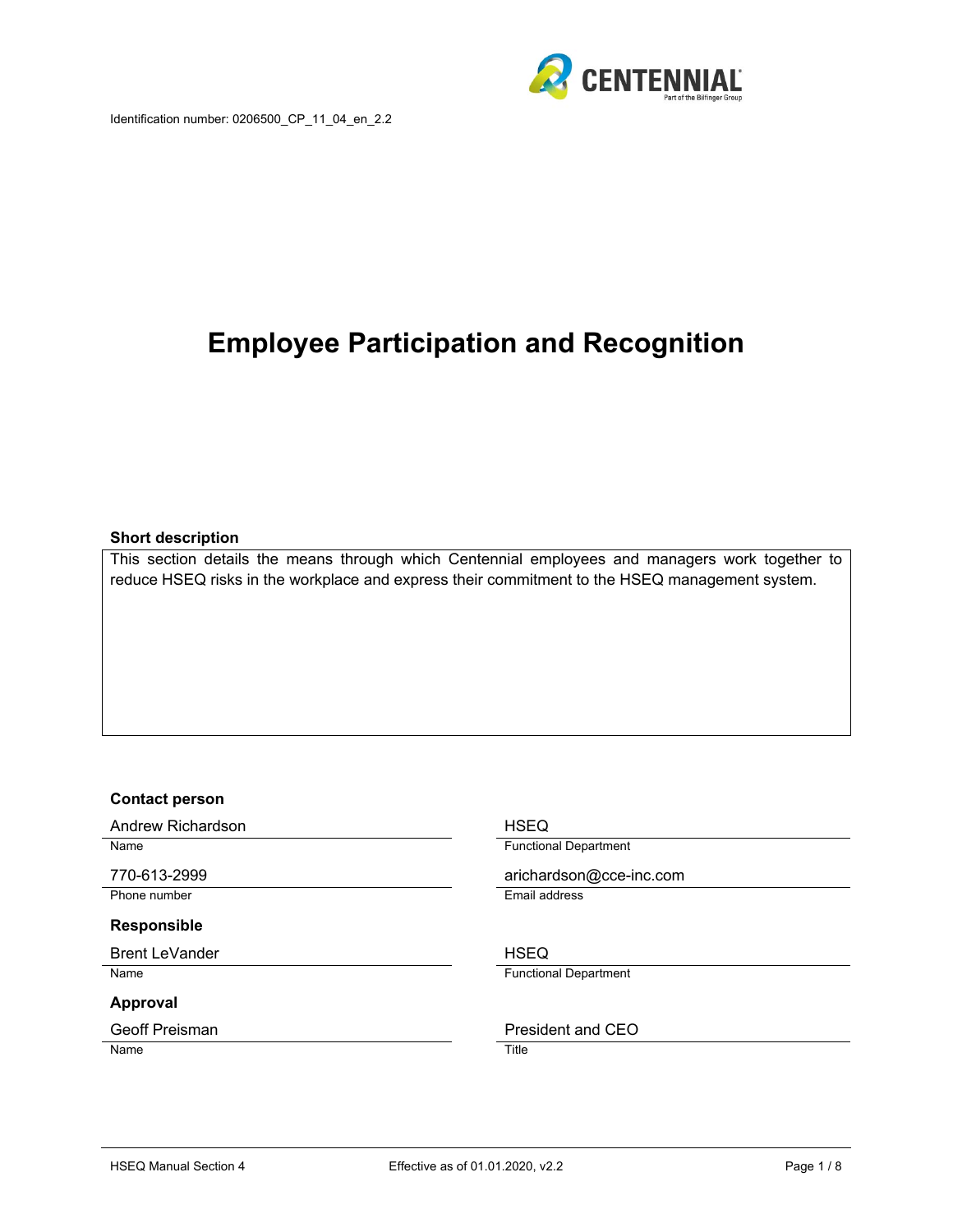Identification number: 0206500_CP_11_04_en_2.2

# Employee Participation and Recognition

**Short description**

This section details the means through which Centennial employees and managers work together to reduce HSEQ risks in the workplace and express their commitment to the HSEQ management system.

**Contact person**

| | |
|---|---|
| Andrew Richardson | HSEQ |
| Name | Functional Department |
| 770-613-2999 | arichardson@cce-inc.com |
| Phone number | Email address |

**Responsible**

| | |
|---|---|
| Brent LeVander | HSEQ |
| Name | Functional Department |

**Approval**

| | |
|---|---|
| Geoff Preisman | President and CEO |
| Name | Title |

HSEQ Manual Section 4

Effective as of 01.01.2020, v2.2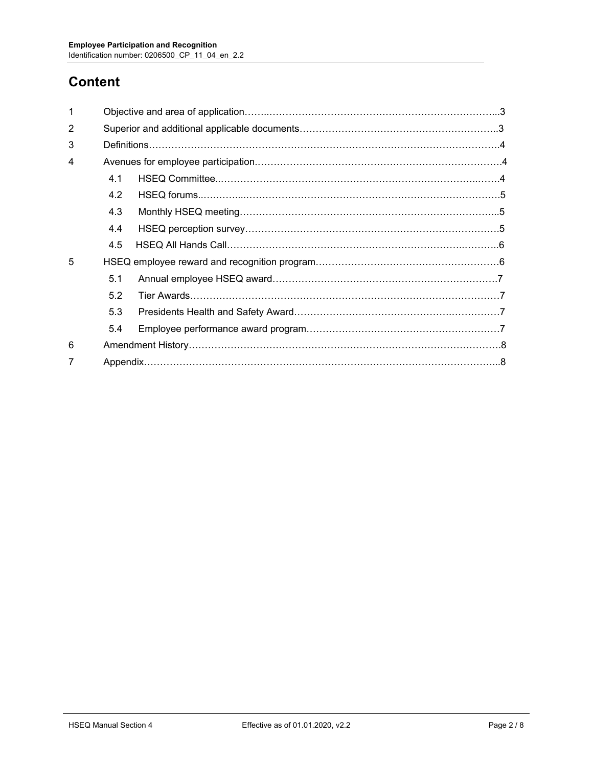# Content

| | | |
|---|---|---|
| 1 | Objective and area of application | 3 |
| 2 | Superior and additional applicable documents | 3 |
| 3 | Definitions | 4 |
| 4 | Avenues for employee participation | 4 |
| 4.1 | HSEQ Committee | 4 |
| 4.2 | HSEQ forums | 5 |
| 4.3 | Monthly HSEQ meeting | 5 |
| 4.4 | HSEQ perception survey | 5 |
| 4.5 | HSEQ All Hands Call | 6 |
| 5 | HSEQ employee reward and recognition program | 6 |
| 5.1 | Annual employee HSEQ award | 7 |
| 5.2 | Tier Awards | 7 |
| 5.3 | Presidents Health and Safety Award | 7 |
| 5.4 | Employee performance award program | 7 |
| 6 | Amendment History | 8 |
| 7 | Appendix | 8 |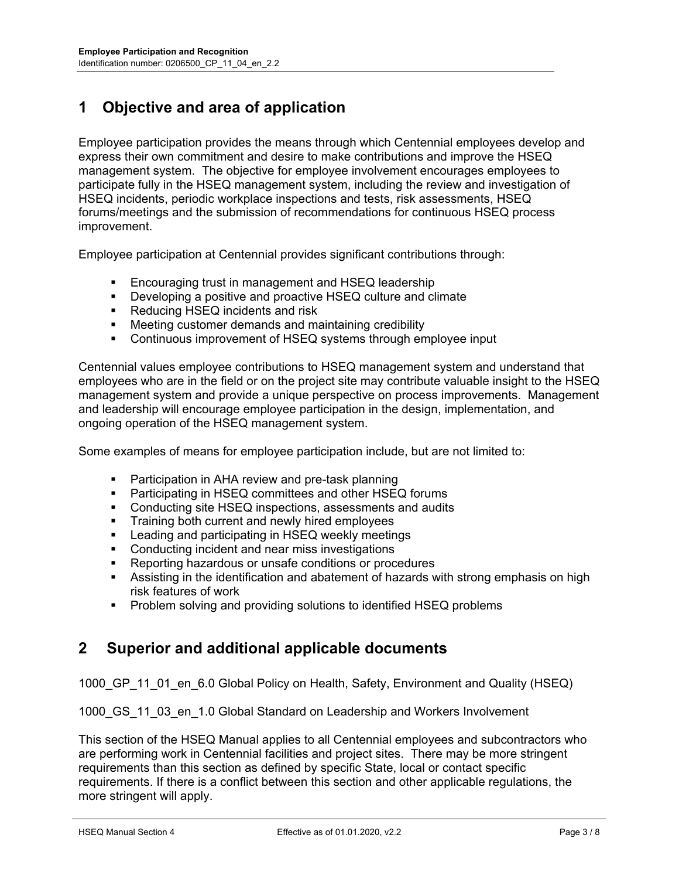# 1 Objective and area of application

Employee participation provides the means through which Centennial employees develop and express their own commitment and desire to make contributions and improve the HSEQ management system. The objective for employee involvement encourages employees to participate fully in the HSEQ management system, including the review and investigation of HSEQ incidents, periodic workplace inspections and tests, risk assessments, HSEQ forums/meetings and the submission of recommendations for continuous HSEQ process improvement.

Employee participation at Centennial provides significant contributions through:

- Encouraging trust in management and HSEQ leadership
- Developing a positive and proactive HSEQ culture and climate
- Reducing HSEQ incidents and risk
- Meeting customer demands and maintaining credibility
- Continuous improvement of HSEQ systems through employee input

Centennial values employee contributions to HSEQ management system and understand that employees who are in the field or on the project site may contribute valuable insight to the HSEQ management system and provide a unique perspective on process improvements. Management and leadership will encourage employee participation in the design, implementation, and ongoing operation of the HSEQ management system.

Some examples of means for employee participation include, but are not limited to:

- Participation in AHA review and pre-task planning
- Participating in HSEQ committees and other HSEQ forums
- Conducting site HSEQ inspections, assessments and audits
- Training both current and newly hired employees
- Leading and participating in HSEQ weekly meetings
- Conducting incident and near miss investigations
- Reporting hazardous or unsafe conditions or procedures
- Assisting in the identification and abatement of hazards with strong emphasis on high risk features of work
- Problem solving and providing solutions to identified HSEQ problems

# 2 Superior and additional applicable documents

1000_GP_11_01_en_6.0 Global Policy on Health, Safety, Environment and Quality (HSEQ)

1000_GS_11_03_en_1.0 Global Standard on Leadership and Workers Involvement

This section of the HSEQ Manual applies to all Centennial employees and subcontractors who are performing work in Centennial facilities and project sites. There may be more stringent requirements than this section as defined by specific State, local or contact specific requirements. If there is a conflict between this section and other applicable regulations, the more stringent will apply.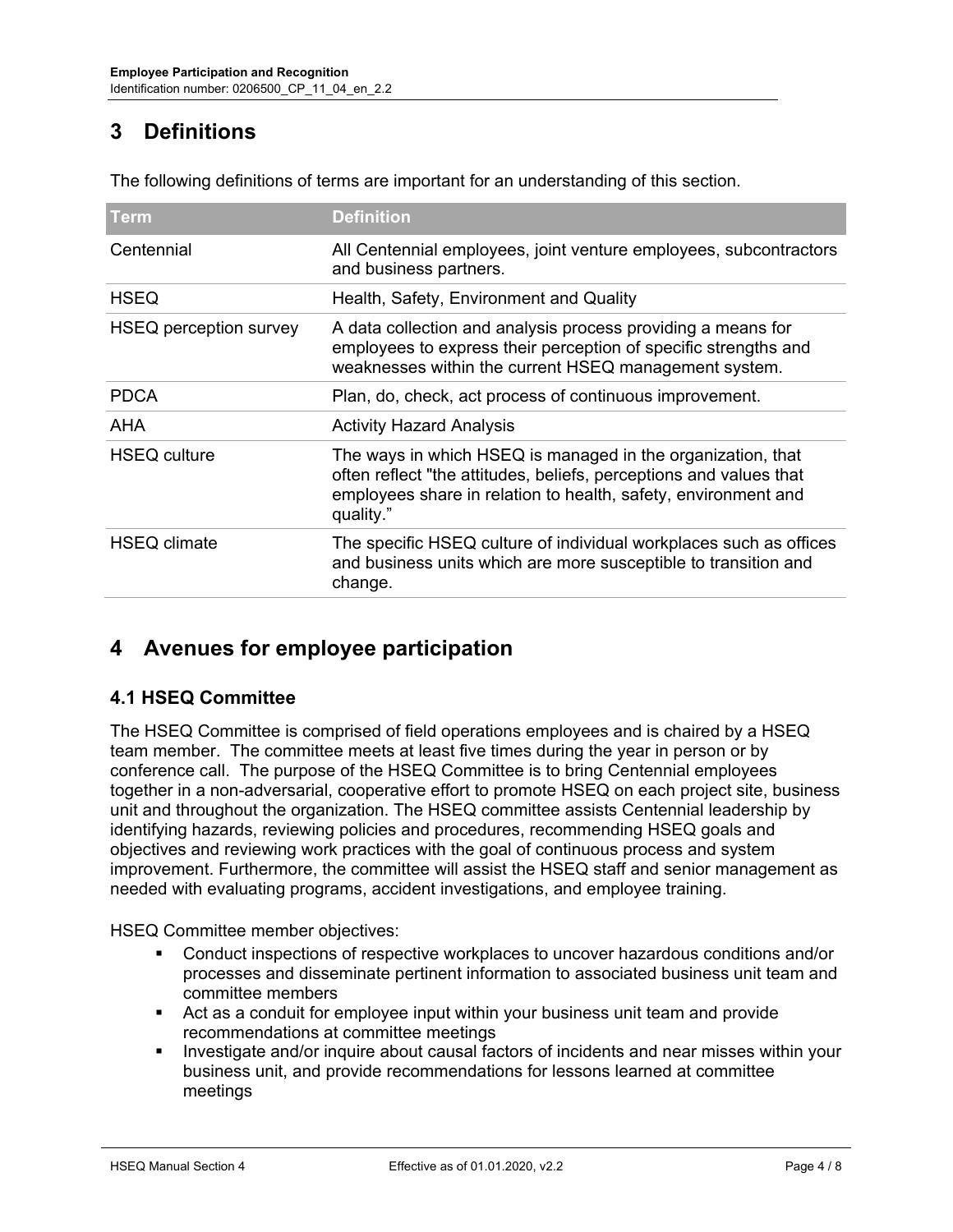# 3 Definitions

The following definitions of terms are important for an understanding of this section.

| Term | Definition |
|---|---|
| Centennial | All Centennial employees, joint venture employees, subcontractors and business partners. |
| HSEQ | Health, Safety, Environment and Quality |
| HSEQ perception survey | A data collection and analysis process providing a means for employees to express their perception of specific strengths and weaknesses within the current HSEQ management system. |
| PDCA | Plan, do, check, act process of continuous improvement. |
| AHA | Activity Hazard Analysis |
| HSEQ culture | The ways in which HSEQ is managed in the organization, that often reflect "the attitudes, beliefs, perceptions and values that employees share in relation to health, safety, environment and quality." |
| HSEQ climate | The specific HSEQ culture of individual workplaces such as offices and business units which are more susceptible to transition and change. |

# 4 Avenues for employee participation

## 4.1 HSEQ Committee

The HSEQ Committee is comprised of field operations employees and is chaired by a HSEQ team member. The committee meets at least five times during the year in person or by conference call. The purpose of the HSEQ Committee is to bring Centennial employees together in a non-adversarial, cooperative effort to promote HSEQ on each project site, business unit and throughout the organization. The HSEQ committee assists Centennial leadership by identifying hazards, reviewing policies and procedures, recommending HSEQ goals and objectives and reviewing work practices with the goal of continuous process and system improvement. Furthermore, the committee will assist the HSEQ staff and senior management as needed with evaluating programs, accident investigations, and employee training.

HSEQ Committee member objectives:

- Conduct inspections of respective workplaces to uncover hazardous conditions and/or processes and disseminate pertinent information to associated business unit team and committee members
- Act as a conduit for employee input within your business unit team and provide recommendations at committee meetings
- Investigate and/or inquire about causal factors of incidents and near misses within your business unit, and provide recommendations for lessons learned at committee meetings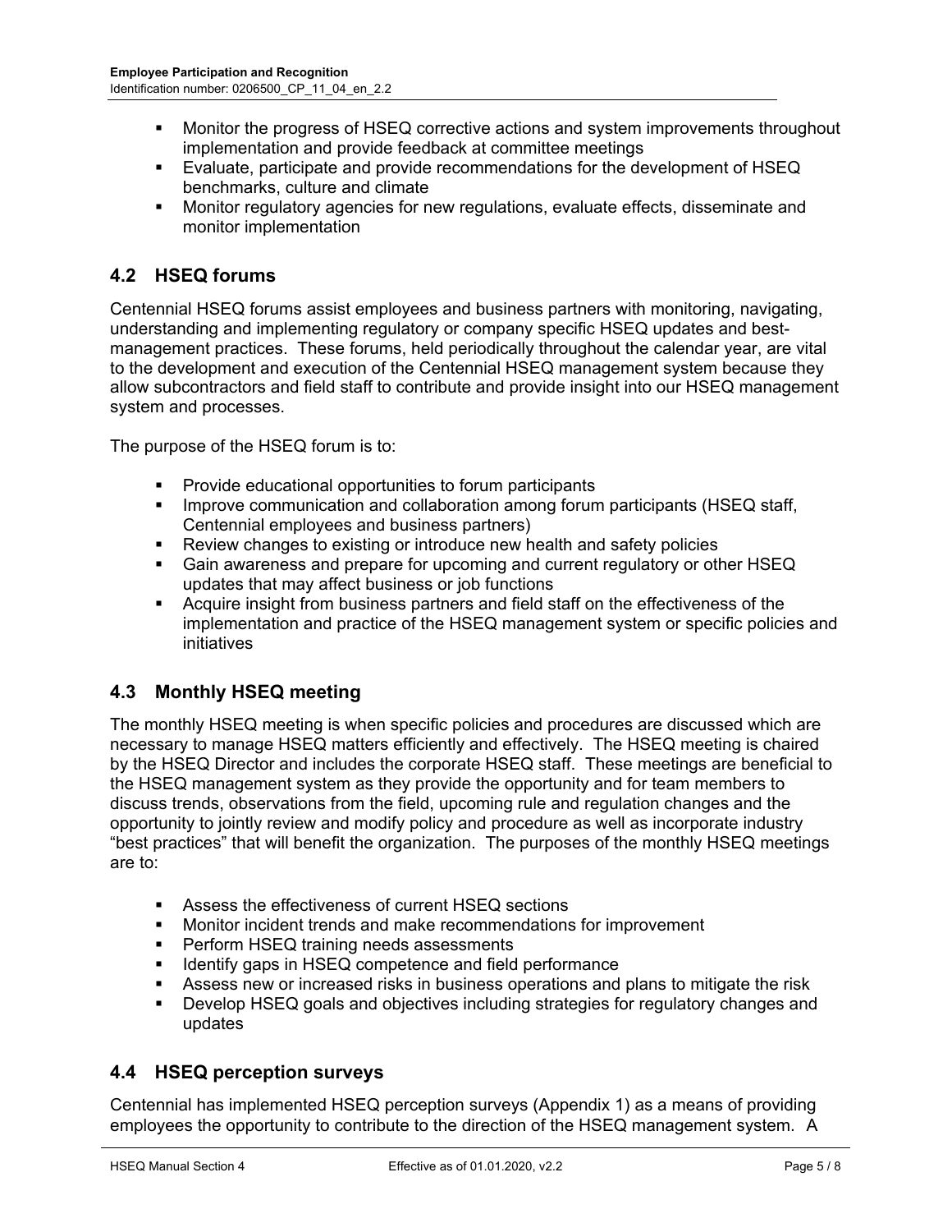- Monitor the progress of HSEQ corrective actions and system improvements throughout implementation and provide feedback at committee meetings
- Evaluate, participate and provide recommendations for the development of HSEQ benchmarks, culture and climate
- Monitor regulatory agencies for new regulations, evaluate effects, disseminate and monitor implementation

## 4.2 HSEQ forums

Centennial HSEQ forums assist employees and business partners with monitoring, navigating, understanding and implementing regulatory or company specific HSEQ updates and best-management practices. These forums, held periodically throughout the calendar year, are vital to the development and execution of the Centennial HSEQ management system because they allow subcontractors and field staff to contribute and provide insight into our HSEQ management system and processes.

The purpose of the HSEQ forum is to:

- Provide educational opportunities to forum participants
- Improve communication and collaboration among forum participants (HSEQ staff, Centennial employees and business partners)
- Review changes to existing or introduce new health and safety policies
- Gain awareness and prepare for upcoming and current regulatory or other HSEQ updates that may affect business or job functions
- Acquire insight from business partners and field staff on the effectiveness of the implementation and practice of the HSEQ management system or specific policies and initiatives

## 4.3 Monthly HSEQ meeting

The monthly HSEQ meeting is when specific policies and procedures are discussed which are necessary to manage HSEQ matters efficiently and effectively. The HSEQ meeting is chaired by the HSEQ Director and includes the corporate HSEQ staff. These meetings are beneficial to the HSEQ management system as they provide the opportunity and for team members to discuss trends, observations from the field, upcoming rule and regulation changes and the opportunity to jointly review and modify policy and procedure as well as incorporate industry "best practices" that will benefit the organization. The purposes of the monthly HSEQ meetings are to:

- Assess the effectiveness of current HSEQ sections
- Monitor incident trends and make recommendations for improvement
- Perform HSEQ training needs assessments
- Identify gaps in HSEQ competence and field performance
- Assess new or increased risks in business operations and plans to mitigate the risk
- Develop HSEQ goals and objectives including strategies for regulatory changes and updates

## 4.4 HSEQ perception surveys

Centennial has implemented HSEQ perception surveys (Appendix 1) as a means of providing employees the opportunity to contribute to the direction of the HSEQ management system. A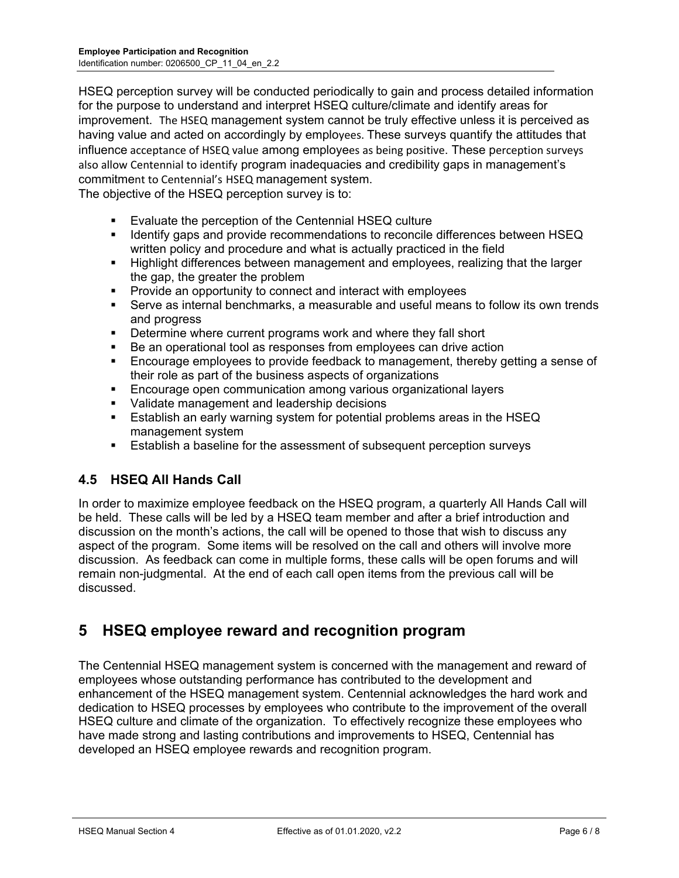HSEQ perception survey will be conducted periodically to gain and process detailed information for the purpose to understand and interpret HSEQ culture/climate and identify areas for improvement. The HSEQ management system cannot be truly effective unless it is perceived as having value and acted on accordingly by employees. These surveys quantify the attitudes that influence acceptance of HSEQ value among employees as being positive. These perception surveys also allow Centennial to identify program inadequacies and credibility gaps in management's commitment to Centennial's HSEQ management system.

The objective of the HSEQ perception survey is to:

- Evaluate the perception of the Centennial HSEQ culture
- Identify gaps and provide recommendations to reconcile differences between HSEQ written policy and procedure and what is actually practiced in the field
- Highlight differences between management and employees, realizing that the larger the gap, the greater the problem
- Provide an opportunity to connect and interact with employees
- Serve as internal benchmarks, a measurable and useful means to follow its own trends and progress
- Determine where current programs work and where they fall short
- Be an operational tool as responses from employees can drive action
- Encourage employees to provide feedback to management, thereby getting a sense of their role as part of the business aspects of organizations
- Encourage open communication among various organizational layers
- Validate management and leadership decisions
- Establish an early warning system for potential problems areas in the HSEQ management system
- Establish a baseline for the assessment of subsequent perception surveys

### 4.5 HSEQ All Hands Call

In order to maximize employee feedback on the HSEQ program, a quarterly All Hands Call will be held. These calls will be led by a HSEQ team member and after a brief introduction and discussion on the month's actions, the call will be opened to those that wish to discuss any aspect of the program. Some items will be resolved on the call and others will involve more discussion. As feedback can come in multiple forms, these calls will be open forums and will remain non-judgmental. At the end of each call open items from the previous call will be discussed.

## 5 HSEQ employee reward and recognition program

The Centennial HSEQ management system is concerned with the management and reward of employees whose outstanding performance has contributed to the development and enhancement of the HSEQ management system. Centennial acknowledges the hard work and dedication to HSEQ processes by employees who contribute to the improvement of the overall HSEQ culture and climate of the organization. To effectively recognize these employees who have made strong and lasting contributions and improvements to HSEQ, Centennial has developed an HSEQ employee rewards and recognition program.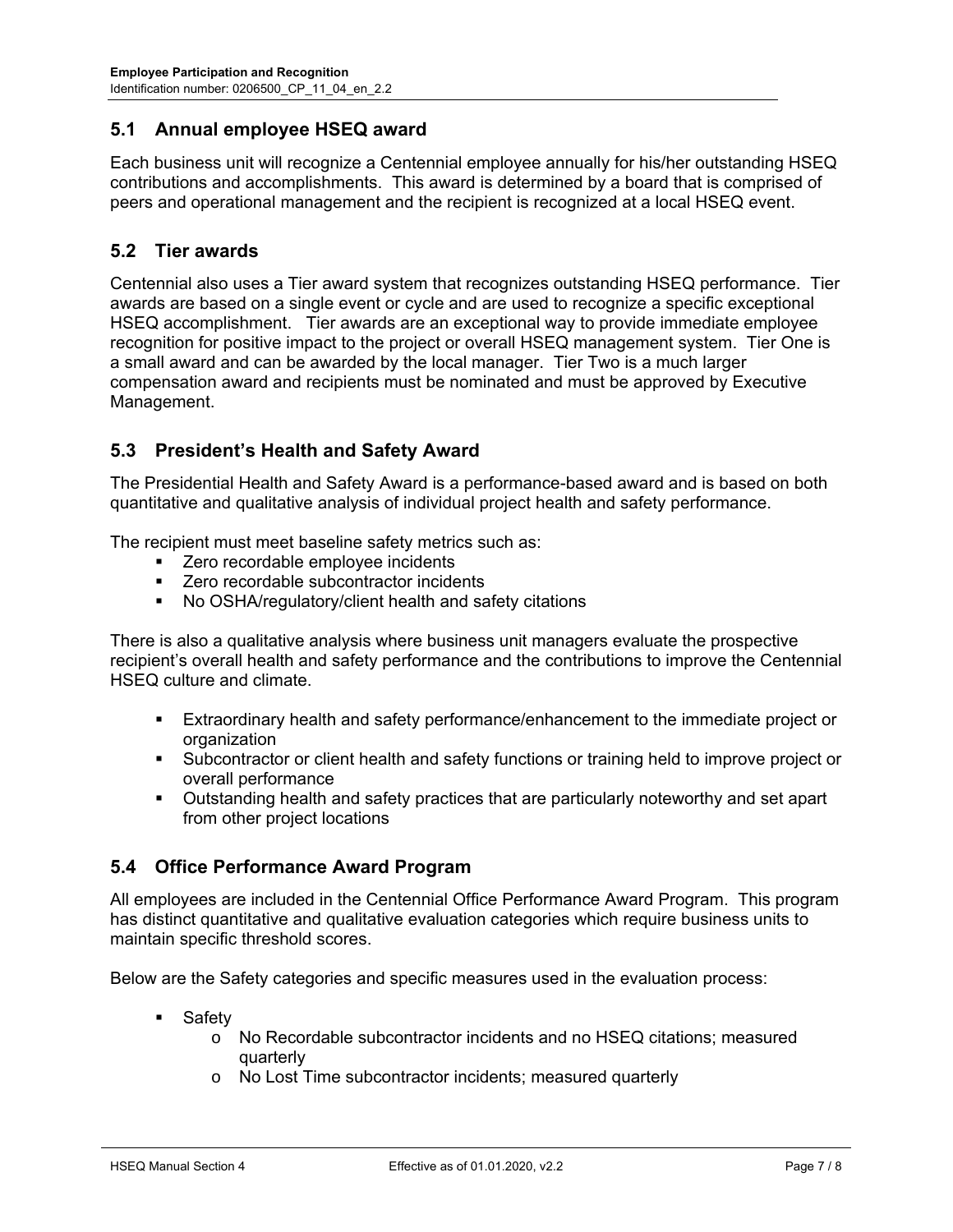## 5.1 Annual employee HSEQ award

Each business unit will recognize a Centennial employee annually for his/her outstanding HSEQ contributions and accomplishments. This award is determined by a board that is comprised of peers and operational management and the recipient is recognized at a local HSEQ event.

## 5.2 Tier awards

Centennial also uses a Tier award system that recognizes outstanding HSEQ performance. Tier awards are based on a single event or cycle and are used to recognize a specific exceptional HSEQ accomplishment. Tier awards are an exceptional way to provide immediate employee recognition for positive impact to the project or overall HSEQ management system. Tier One is a small award and can be awarded by the local manager. Tier Two is a much larger compensation award and recipients must be nominated and must be approved by Executive Management.

## 5.3 President's Health and Safety Award

The Presidential Health and Safety Award is a performance-based award and is based on both quantitative and qualitative analysis of individual project health and safety performance.

The recipient must meet baseline safety metrics such as:

- Zero recordable employee incidents
- Zero recordable subcontractor incidents
- No OSHA/regulatory/client health and safety citations

There is also a qualitative analysis where business unit managers evaluate the prospective recipient's overall health and safety performance and the contributions to improve the Centennial HSEQ culture and climate.

- Extraordinary health and safety performance/enhancement to the immediate project or organization
- Subcontractor or client health and safety functions or training held to improve project or overall performance
- Outstanding health and safety practices that are particularly noteworthy and set apart from other project locations

## 5.4 Office Performance Award Program

All employees are included in the Centennial Office Performance Award Program. This program has distinct quantitative and qualitative evaluation categories which require business units to maintain specific threshold scores.

Below are the Safety categories and specific measures used in the evaluation process:

- Safety
  - No Recordable subcontractor incidents and no HSEQ citations; measured quarterly
  - No Lost Time subcontractor incidents; measured quarterly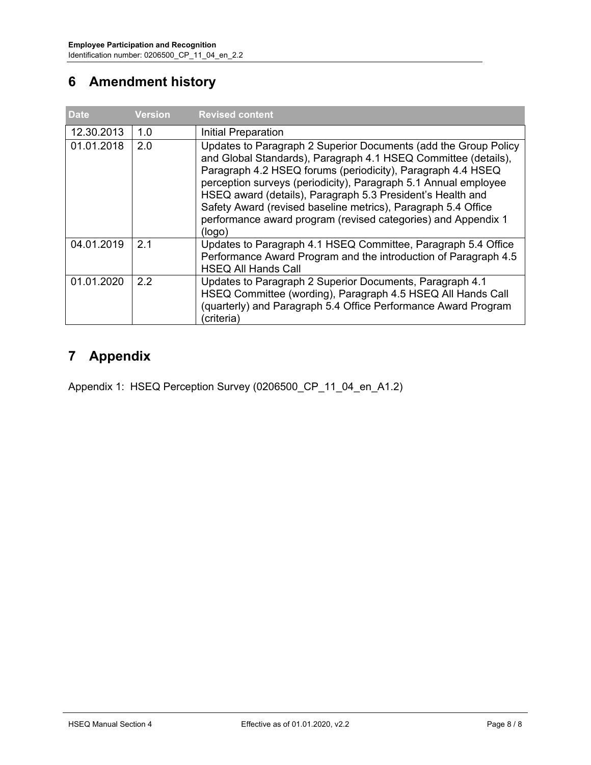## 6 Amendment history

| Date | Version | Revised content |
|---|---|---|
| 12.30.2013 | 1.0 | Initial Preparation |
| 01.01.2018 | 2.0 | Updates to Paragraph 2 Superior Documents (add the Group Policy and Global Standards), Paragraph 4.1 HSEQ Committee (details), Paragraph 4.2 HSEQ forums (periodicity), Paragraph 4.4 HSEQ perception surveys (periodicity), Paragraph 5.1 Annual employee HSEQ award (details), Paragraph 5.3 President's Health and Safety Award (revised baseline metrics), Paragraph 5.4 Office performance award program (revised categories) and Appendix 1 (logo) |
| 04.01.2019 | 2.1 | Updates to Paragraph 4.1 HSEQ Committee, Paragraph 5.4 Office Performance Award Program and the introduction of Paragraph 4.5 HSEQ All Hands Call |
| 01.01.2020 | 2.2 | Updates to Paragraph 2 Superior Documents, Paragraph 4.1 HSEQ Committee (wording), Paragraph 4.5 HSEQ All Hands Call (quarterly) and Paragraph 5.4 Office Performance Award Program (criteria) |

## 7 Appendix

Appendix 1: HSEQ Perception Survey (0206500_CP_11_04_en_A1.2)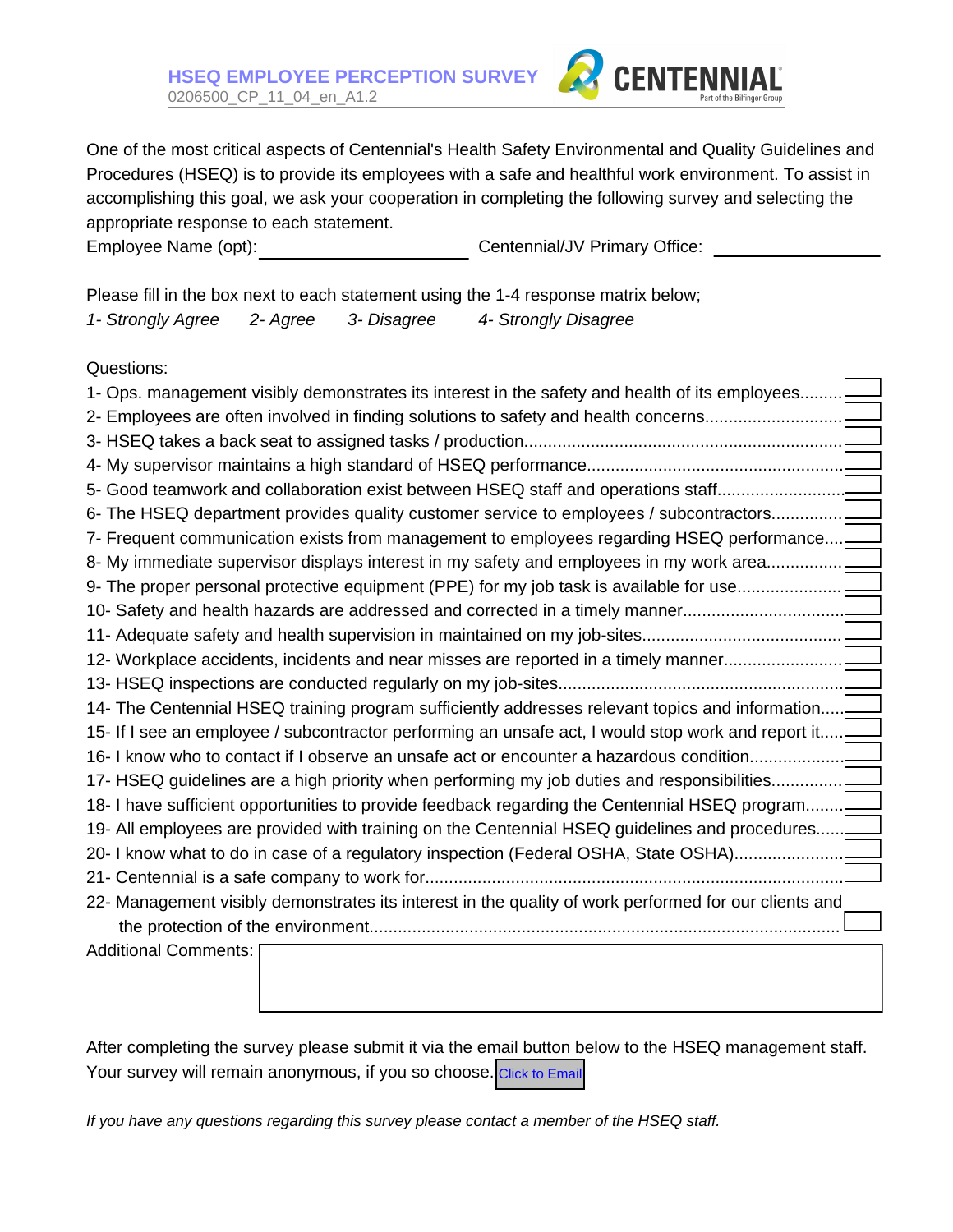# HSEQ EMPLOYEE PERCEPTION SURVEY

0206500_CP_11_04_en_A1.2

CENTENNIAL

Part of the Bilfinger Group

One of the most critical aspects of Centennial's Health Safety Environmental and Quality Guidelines and Procedures (HSEQ) is to provide its employees with a safe and healthful work environment. To assist in accomplishing this goal, we ask your cooperation in completing the following survey and selecting the appropriate response to each statement.

Employee Name (opt): ____________________ Centennial/JV Primary Office: ______________

Please fill in the box next to each statement using the 1-4 response matrix below;

*1- Strongly Agree     2- Agree     3- Disagree     4- Strongly Disagree*

Questions:

1- Ops. management visibly demonstrates its interest in the safety and health of its employees......... ☐

2- Employees are often involved in finding solutions to safety and health concerns............................ ☐

3- HSEQ takes a back seat to assigned tasks / production.................................................................. ☐

4- My supervisor maintains a high standard of HSEQ performance..................................................... ☐

5- Good teamwork and collaboration exist between HSEQ staff and operations staff.......................... ☐

6- The HSEQ department provides quality customer service to employees / subcontractors.............. ☐

7- Frequent communication exists from management to employees regarding HSEQ performance.... ☐

8- My immediate supervisor displays interest in my safety and employees in my work area............... ☐

9- The proper personal protective equipment (PPE) for my job task is available for use..................... ☐

10- Safety and health hazards are addressed and corrected in a timely manner................................. ☐

11- Adequate safety and health supervision in maintained on my job-sites......................................... ☐

12- Workplace accidents, incidents and near misses are reported in a timely manner........................ ☐

13- HSEQ inspections are conducted regularly on my job-sites........................................................... ☐

14- The Centennial HSEQ training program sufficiently addresses relevant topics and information..... ☐

15- If I see an employee / subcontractor performing an unsafe act, I would stop work and report it..... ☐

16- I know who to contact if I observe an unsafe act or encounter a hazardous condition................... ☐

17- HSEQ guidelines are a high priority when performing my job duties and responsibilities.............. ☐

18- I have sufficient opportunities to provide feedback regarding the Centennial HSEQ program........ ☐

19- All employees are provided with training on the Centennial HSEQ guidelines and procedures...... ☐

20- I know what to do in case of a regulatory inspection (Federal OSHA, State OSHA)...................... ☐

21- Centennial is a safe company to work for....................................................................................... ☐

22- Management visibly demonstrates its interest in the quality of work performed for our clients and the protection of the environment.................................................................................................. ☐

Additional Comments: ☐

After completing the survey please submit it via the email button below to the HSEQ management staff. Your survey will remain anonymous, if you so choose. Click to Email

*If you have any questions regarding this survey please contact a member of the HSEQ staff.*